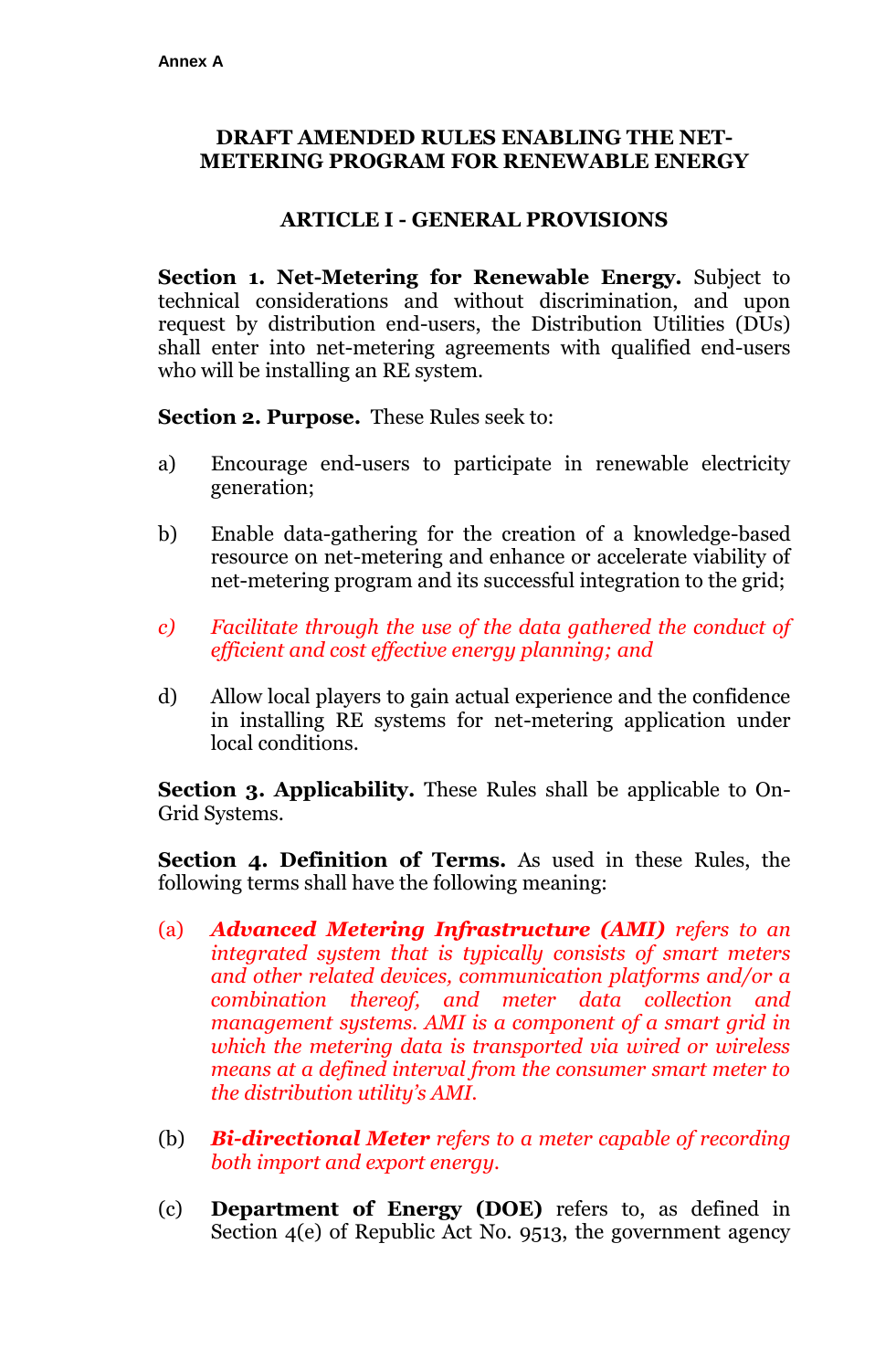**Annex A**

# DRAFT AMENDED RULES ENABLING THE NET-METERING PROGRAM FOR RENEWABLE ENERGY

## ARTICLE I - GENERAL PROVISIONS

**Section 1. Net-Metering for Renewable Energy.** Subject to technical considerations and without discrimination, and upon request by distribution end-users, the Distribution Utilities (DUs) shall enter into net-metering agreements with qualified end-users who will be installing an RE system.

**Section 2. Purpose.** These Rules seek to:

a) Encourage end-users to participate in renewable electricity generation;

b) Enable data-gathering for the creation of a knowledge-based resource on net-metering and enhance or accelerate viability of net-metering program and its successful integration to the grid;

*c) Facilitate through the use of the data gathered the conduct of efficient and cost effective energy planning; and*

d) Allow local players to gain actual experience and the confidence in installing RE systems for net-metering application under local conditions.

**Section 3. Applicability.** These Rules shall be applicable to On-Grid Systems.

**Section 4. Definition of Terms.** As used in these Rules, the following terms shall have the following meaning:

(a) ***Advanced Metering Infrastructure (AMI)*** *refers to an integrated system that is typically consists of smart meters and other related devices, communication platforms and/or a combination thereof, and meter data collection and management systems. AMI is a component of a smart grid in which the metering data is transported via wired or wireless means at a defined interval from the consumer smart meter to the distribution utility's AMI.*

(b) ***Bi-directional Meter*** *refers to a meter capable of recording both import and export energy.*

(c) **Department of Energy (DOE)** refers to, as defined in Section 4(e) of Republic Act No. 9513, the government agency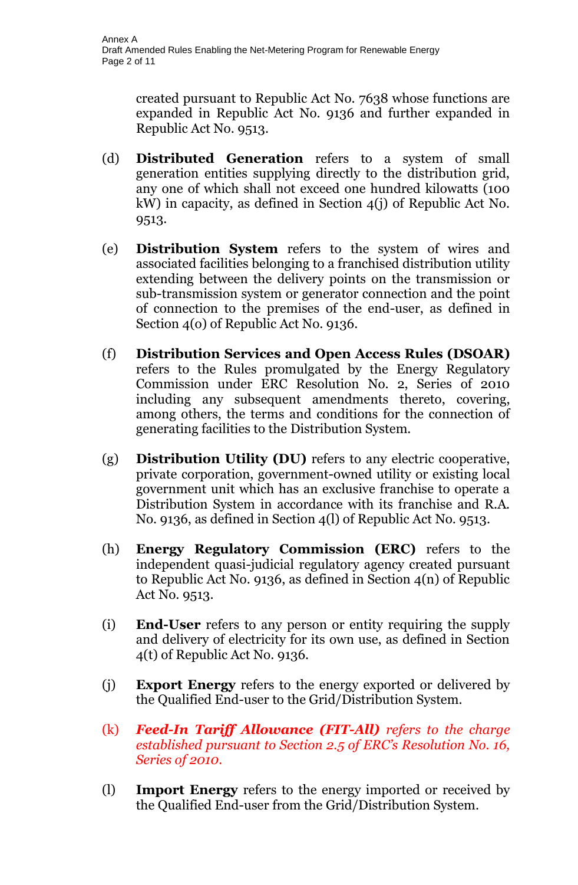created pursuant to Republic Act No. 7638 whose functions are expanded in Republic Act No. 9136 and further expanded in Republic Act No. 9513.

(d) **Distributed Generation** refers to a system of small generation entities supplying directly to the distribution grid, any one of which shall not exceed one hundred kilowatts (100 kW) in capacity, as defined in Section 4(j) of Republic Act No. 9513.

(e) **Distribution System** refers to the system of wires and associated facilities belonging to a franchised distribution utility extending between the delivery points on the transmission or sub-transmission system or generator connection and the point of connection to the premises of the end-user, as defined in Section 4(o) of Republic Act No. 9136.

(f) **Distribution Services and Open Access Rules (DSOAR)** refers to the Rules promulgated by the Energy Regulatory Commission under ERC Resolution No. 2, Series of 2010 including any subsequent amendments thereto, covering, among others, the terms and conditions for the connection of generating facilities to the Distribution System.

(g) **Distribution Utility (DU)** refers to any electric cooperative, private corporation, government-owned utility or existing local government unit which has an exclusive franchise to operate a Distribution System in accordance with its franchise and R.A. No. 9136, as defined in Section 4(l) of Republic Act No. 9513.

(h) **Energy Regulatory Commission (ERC)** refers to the independent quasi-judicial regulatory agency created pursuant to Republic Act No. 9136, as defined in Section 4(n) of Republic Act No. 9513.

(i) **End-User** refers to any person or entity requiring the supply and delivery of electricity for its own use, as defined in Section 4(t) of Republic Act No. 9136.

(j) **Export Energy** refers to the energy exported or delivered by the Qualified End-user to the Grid/Distribution System.

(k) ***Feed-In Tariff Allowance (FIT-All)*** *refers to the charge established pursuant to Section 2.5 of ERC's Resolution No. 16, Series of 2010.*

(l) **Import Energy** refers to the energy imported or received by the Qualified End-user from the Grid/Distribution System.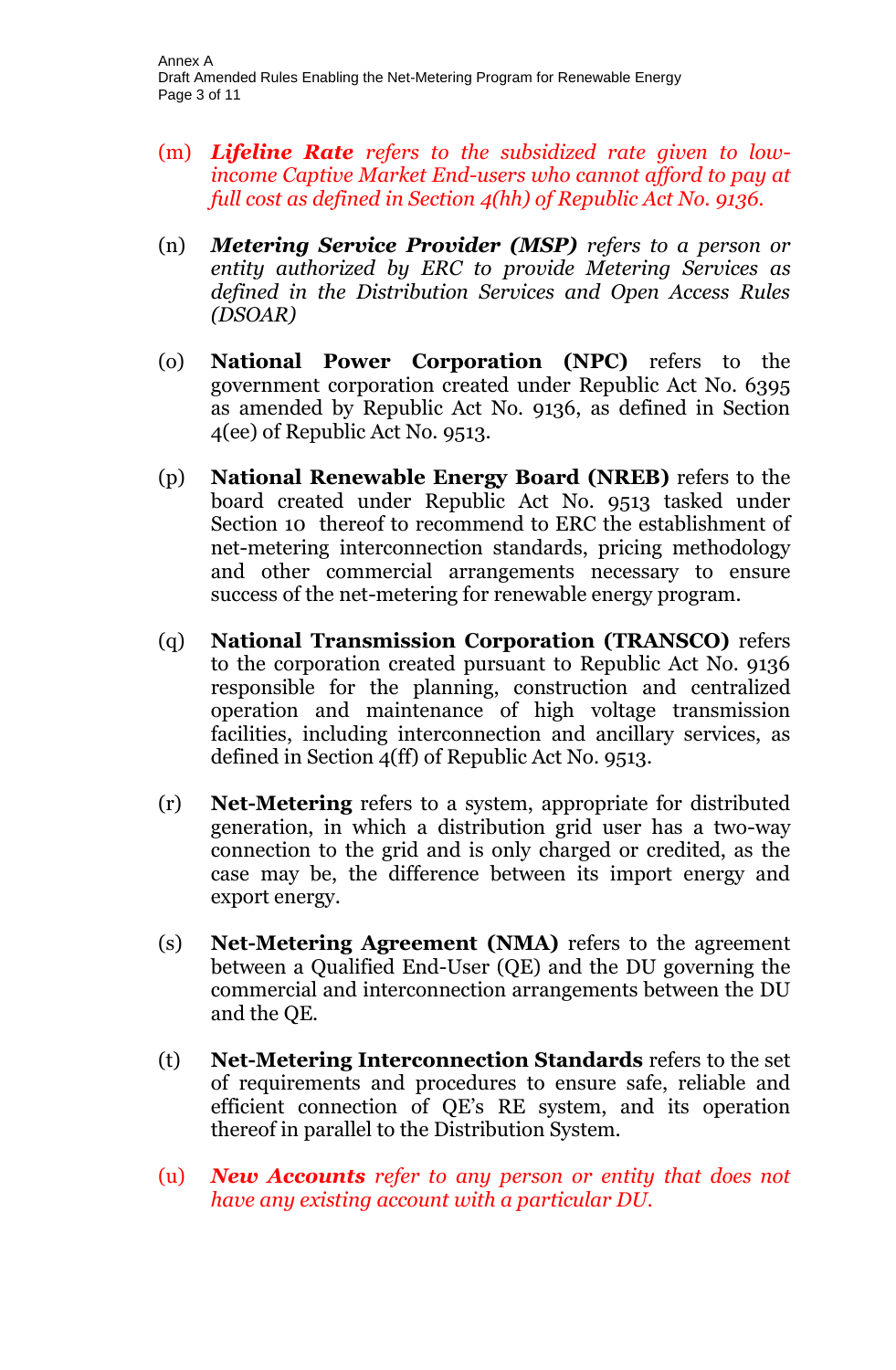(m) ***Lifeline Rate*** *refers to the subsidized rate given to low-income Captive Market End-users who cannot afford to pay at full cost as defined in Section 4(hh) of Republic Act No. 9136.*

(n) ***Metering Service Provider (MSP)*** *refers to a person or entity authorized by ERC to provide Metering Services as defined in the Distribution Services and Open Access Rules (DSOAR)*

(o) **National Power Corporation (NPC)** refers to the government corporation created under Republic Act No. 6395 as amended by Republic Act No. 9136, as defined in Section 4(ee) of Republic Act No. 9513.

(p) **National Renewable Energy Board (NREB)** refers to the board created under Republic Act No. 9513 tasked under Section 10 thereof to recommend to ERC the establishment of net-metering interconnection standards, pricing methodology and other commercial arrangements necessary to ensure success of the net-metering for renewable energy program.

(q) **National Transmission Corporation (TRANSCO)** refers to the corporation created pursuant to Republic Act No. 9136 responsible for the planning, construction and centralized operation and maintenance of high voltage transmission facilities, including interconnection and ancillary services, as defined in Section 4(ff) of Republic Act No. 9513.

(r) **Net-Metering** refers to a system, appropriate for distributed generation, in which a distribution grid user has a two-way connection to the grid and is only charged or credited, as the case may be, the difference between its import energy and export energy.

(s) **Net-Metering Agreement (NMA)** refers to the agreement between a Qualified End-User (QE) and the DU governing the commercial and interconnection arrangements between the DU and the QE.

(t) **Net-Metering Interconnection Standards** refers to the set of requirements and procedures to ensure safe, reliable and efficient connection of QE's RE system, and its operation thereof in parallel to the Distribution System.

(u) ***New Accounts*** *refer to any person or entity that does not have any existing account with a particular DU.*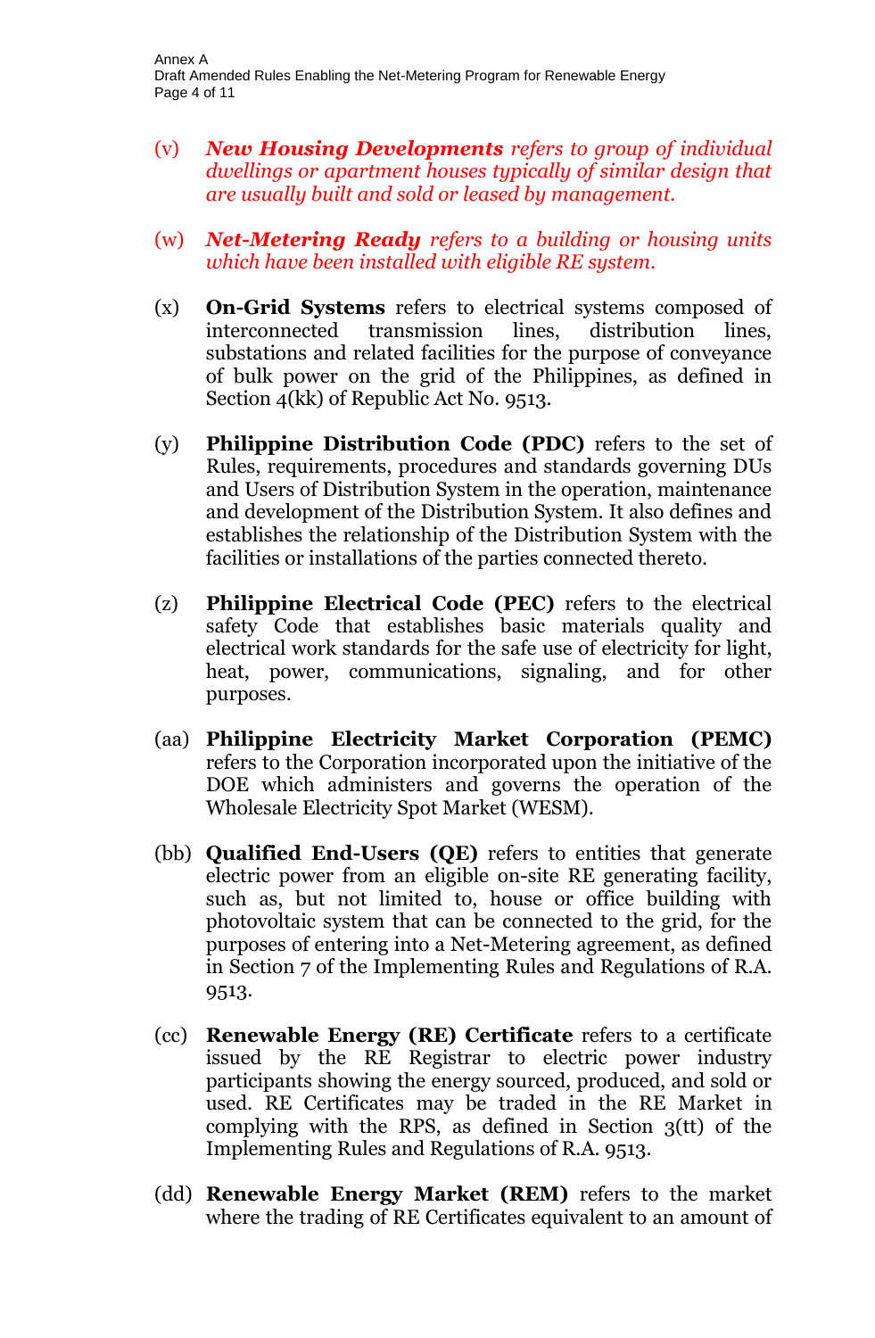(v) ***New Housing Developments*** *refers to group of individual dwellings or apartment houses typically of similar design that are usually built and sold or leased by management.*

(w) ***Net-Metering Ready*** *refers to a building or housing units which have been installed with eligible RE system.*

(x) **On-Grid Systems** refers to electrical systems composed of interconnected transmission lines, distribution lines, substations and related facilities for the purpose of conveyance of bulk power on the grid of the Philippines, as defined in Section 4(kk) of Republic Act No. 9513.

(y) **Philippine Distribution Code (PDC)** refers to the set of Rules, requirements, procedures and standards governing DUs and Users of Distribution System in the operation, maintenance and development of the Distribution System. It also defines and establishes the relationship of the Distribution System with the facilities or installations of the parties connected thereto.

(z) **Philippine Electrical Code (PEC)** refers to the electrical safety Code that establishes basic materials quality and electrical work standards for the safe use of electricity for light, heat, power, communications, signaling, and for other purposes.

(aa) **Philippine Electricity Market Corporation (PEMC)** refers to the Corporation incorporated upon the initiative of the DOE which administers and governs the operation of the Wholesale Electricity Spot Market (WESM).

(bb) **Qualified End-Users (QE)** refers to entities that generate electric power from an eligible on-site RE generating facility, such as, but not limited to, house or office building with photovoltaic system that can be connected to the grid, for the purposes of entering into a Net-Metering agreement, as defined in Section 7 of the Implementing Rules and Regulations of R.A. 9513.

(cc) **Renewable Energy (RE) Certificate** refers to a certificate issued by the RE Registrar to electric power industry participants showing the energy sourced, produced, and sold or used. RE Certificates may be traded in the RE Market in complying with the RPS, as defined in Section 3(tt) of the Implementing Rules and Regulations of R.A. 9513.

(dd) **Renewable Energy Market (REM)** refers to the market where the trading of RE Certificates equivalent to an amount of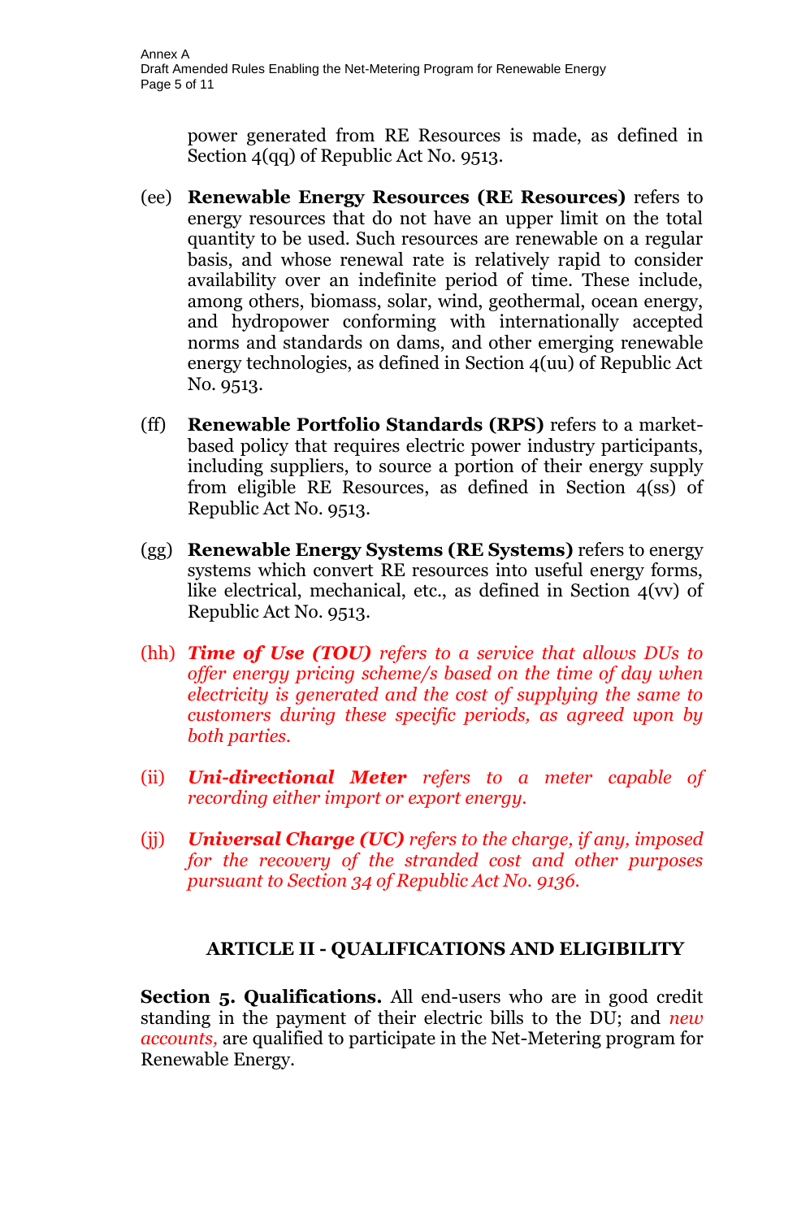power generated from RE Resources is made, as defined in Section 4(qq) of Republic Act No. 9513.

(ee) **Renewable Energy Resources (RE Resources)** refers to energy resources that do not have an upper limit on the total quantity to be used. Such resources are renewable on a regular basis, and whose renewal rate is relatively rapid to consider availability over an indefinite period of time. These include, among others, biomass, solar, wind, geothermal, ocean energy, and hydropower conforming with internationally accepted norms and standards on dams, and other emerging renewable energy technologies, as defined in Section 4(uu) of Republic Act No. 9513.

(ff) **Renewable Portfolio Standards (RPS)** refers to a market-based policy that requires electric power industry participants, including suppliers, to source a portion of their energy supply from eligible RE Resources, as defined in Section 4(ss) of Republic Act No. 9513.

(gg) **Renewable Energy Systems (RE Systems)** refers to energy systems which convert RE resources into useful energy forms, like electrical, mechanical, etc., as defined in Section 4(vv) of Republic Act No. 9513.

(hh) ***Time of Use (TOU)*** *refers to a service that allows DUs to offer energy pricing scheme/s based on the time of day when electricity is generated and the cost of supplying the same to customers during these specific periods, as agreed upon by both parties.*

(ii) ***Uni-directional Meter*** *refers to a meter capable of recording either import or export energy.*

(jj) ***Universal Charge (UC)*** *refers to the charge, if any, imposed for the recovery of the stranded cost and other purposes pursuant to Section 34 of Republic Act No. 9136.*

## ARTICLE II - QUALIFICATIONS AND ELIGIBILITY

**Section 5. Qualifications.** All end-users who are in good credit standing in the payment of their electric bills to the DU; and *new accounts,* are qualified to participate in the Net-Metering program for Renewable Energy.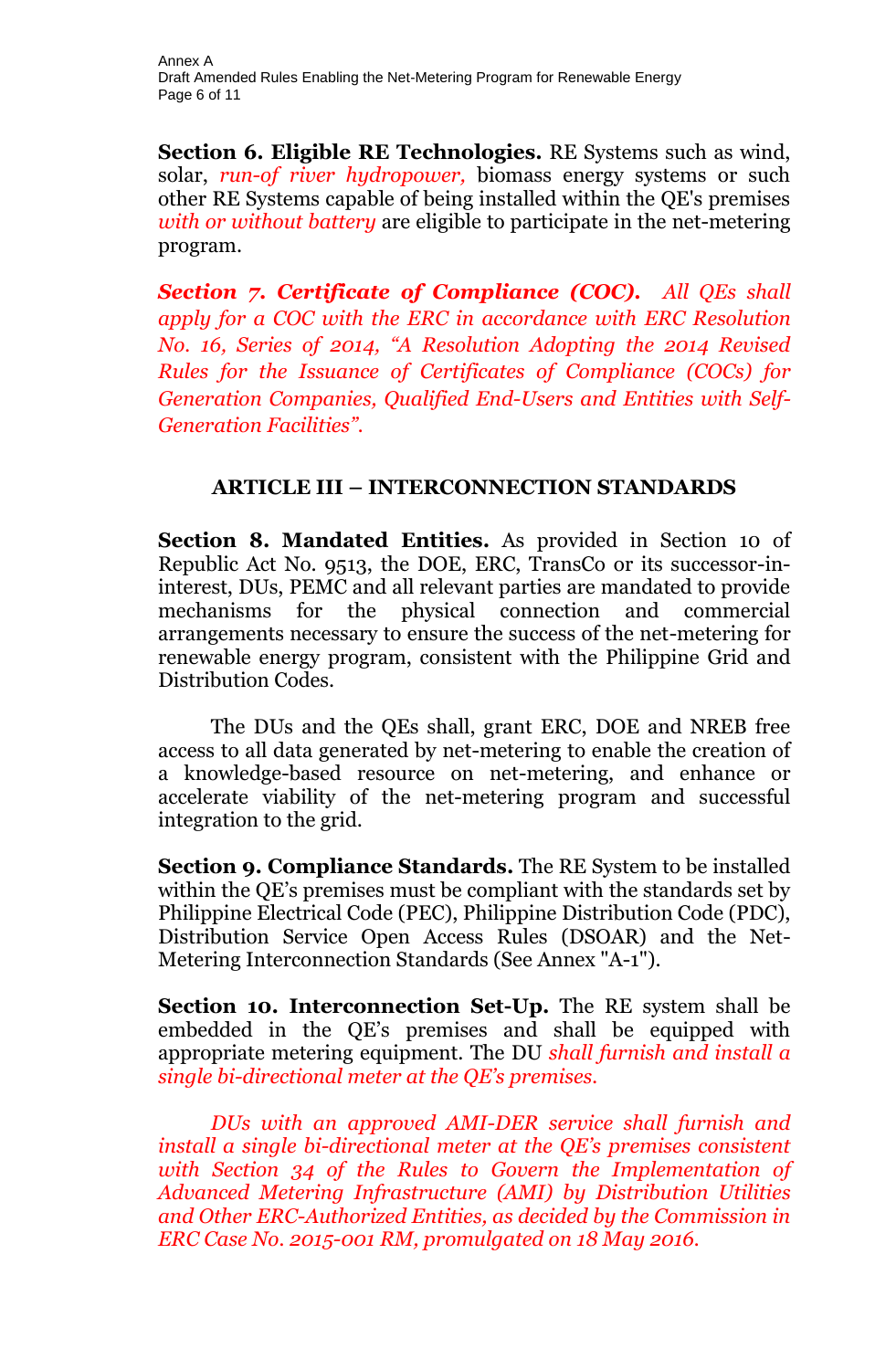**Section 6. Eligible RE Technologies.** RE Systems such as wind, solar, *run-of river hydropower,* biomass energy systems or such other RE Systems capable of being installed within the QE's premises *with or without battery* are eligible to participate in the net-metering program.

***Section 7. Certificate of Compliance (COC).*** *All QEs shall apply for a COC with the ERC in accordance with ERC Resolution No. 16, Series of 2014, "A Resolution Adopting the 2014 Revised Rules for the Issuance of Certificates of Compliance (COCs) for Generation Companies, Qualified End-Users and Entities with Self-Generation Facilities".*

## ARTICLE III – INTERCONNECTION STANDARDS

**Section 8. Mandated Entities.** As provided in Section 10 of Republic Act No. 9513, the DOE, ERC, TransCo or its successor-in-interest, DUs, PEMC and all relevant parties are mandated to provide mechanisms for the physical connection and commercial arrangements necessary to ensure the success of the net-metering for renewable energy program, consistent with the Philippine Grid and Distribution Codes.

The DUs and the QEs shall, grant ERC, DOE and NREB free access to all data generated by net-metering to enable the creation of a knowledge-based resource on net-metering, and enhance or accelerate viability of the net-metering program and successful integration to the grid.

**Section 9. Compliance Standards.** The RE System to be installed within the QE's premises must be compliant with the standards set by Philippine Electrical Code (PEC), Philippine Distribution Code (PDC), Distribution Service Open Access Rules (DSOAR) and the Net-Metering Interconnection Standards (See Annex "A-1").

**Section 10. Interconnection Set-Up.** The RE system shall be embedded in the QE's premises and shall be equipped with appropriate metering equipment. The DU *shall furnish and install a single bi-directional meter at the QE's premises.*

*DUs with an approved AMI-DER service shall furnish and install a single bi-directional meter at the QE's premises consistent with Section 34 of the Rules to Govern the Implementation of Advanced Metering Infrastructure (AMI) by Distribution Utilities and Other ERC-Authorized Entities, as decided by the Commission in ERC Case No. 2015-001 RM, promulgated on 18 May 2016.*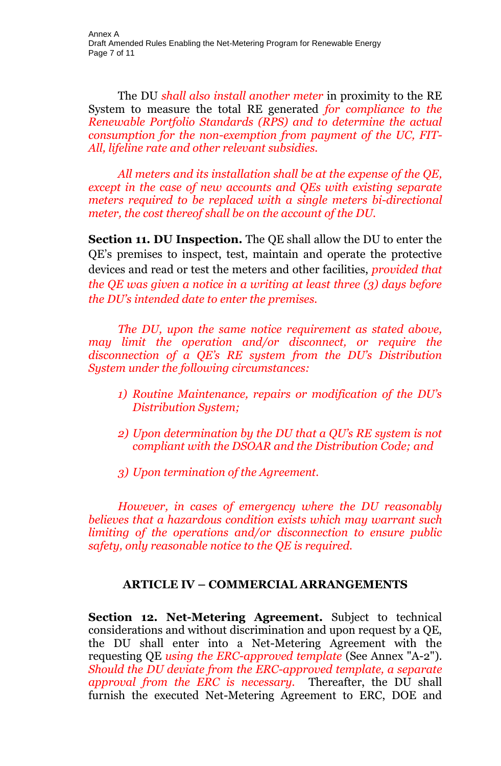The DU *shall also install another meter* in proximity to the RE System to measure the total RE generated *for compliance to the Renewable Portfolio Standards (RPS) and to determine the actual consumption for the non-exemption from payment of the UC, FIT-All, lifeline rate and other relevant subsidies.*

*All meters and its installation shall be at the expense of the QE, except in the case of new accounts and QEs with existing separate meters required to be replaced with a single meters bi-directional meter, the cost thereof shall be on the account of the DU.*

**Section 11. DU Inspection.** The QE shall allow the DU to enter the QE's premises to inspect, test, maintain and operate the protective devices and read or test the meters and other facilities, *provided that the QE was given a notice in a writing at least three (3) days before the DU's intended date to enter the premises.*

*The DU, upon the same notice requirement as stated above, may limit the operation and/or disconnect, or require the disconnection of a QE's RE system from the DU's Distribution System under the following circumstances:*

1) *Routine Maintenance, repairs or modification of the DU's Distribution System;*
2) *Upon determination by the DU that a QU's RE system is not compliant with the DSOAR and the Distribution Code; and*
3) *Upon termination of the Agreement.*

*However, in cases of emergency where the DU reasonably believes that a hazardous condition exists which may warrant such limiting of the operations and/or disconnection to ensure public safety, only reasonable notice to the QE is required.*

## ARTICLE IV – COMMERCIAL ARRANGEMENTS

**Section 12. Net-Metering Agreement.** Subject to technical considerations and without discrimination and upon request by a QE, the DU shall enter into a Net-Metering Agreement with the requesting QE *using the ERC-approved template* (See Annex "A-2"). *Should the DU deviate from the ERC-approved template, a separate approval from the ERC is necessary.* Thereafter, the DU shall furnish the executed Net-Metering Agreement to ERC, DOE and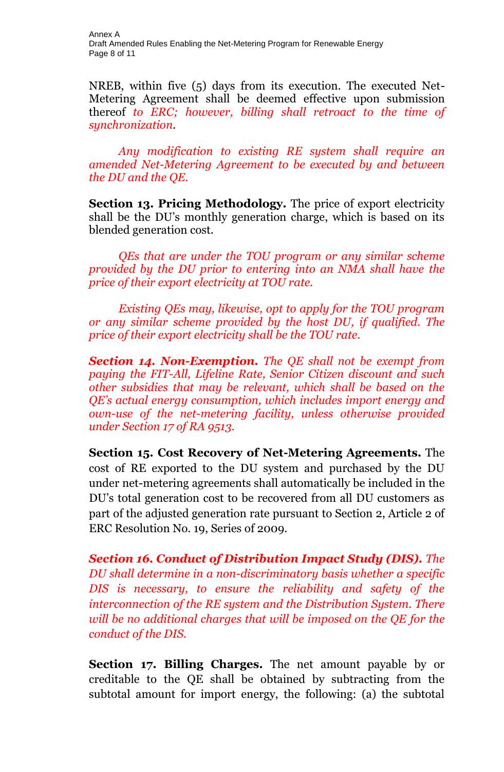NREB, within five (5) days from its execution. The executed Net-Metering Agreement shall be deemed effective upon submission thereof *to ERC; however, billing shall retroact to the time of synchronization*.

*Any modification to existing RE system shall require an amended Net-Metering Agreement to be executed by and between the DU and the QE.*

**Section 13. Pricing Methodology.** The price of export electricity shall be the DU's monthly generation charge, which is based on its blended generation cost.

*QEs that are under the TOU program or any similar scheme provided by the DU prior to entering into an NMA shall have the price of their export electricity at TOU rate.*

*Existing QEs may, likewise, opt to apply for the TOU program or any similar scheme provided by the host DU, if qualified. The price of their export electricity shall be the TOU rate.*

***Section 14. Non-Exemption.*** *The QE shall not be exempt from paying the FIT-All, Lifeline Rate, Senior Citizen discount and such other subsidies that may be relevant, which shall be based on the QE's actual energy consumption, which includes import energy and own-use of the net-metering facility, unless otherwise provided under Section 17 of RA 9513.*

**Section 15. Cost Recovery of Net-Metering Agreements.** The cost of RE exported to the DU system and purchased by the DU under net-metering agreements shall automatically be included in the DU's total generation cost to be recovered from all DU customers as part of the adjusted generation rate pursuant to Section 2, Article 2 of ERC Resolution No. 19, Series of 2009.

***Section 16. Conduct of Distribution Impact Study (DIS).*** *The DU shall determine in a non-discriminatory basis whether a specific DIS is necessary, to ensure the reliability and safety of the interconnection of the RE system and the Distribution System. There will be no additional charges that will be imposed on the QE for the conduct of the DIS.*

**Section 17. Billing Charges.** The net amount payable by or creditable to the QE shall be obtained by subtracting from the subtotal amount for import energy, the following: (a) the subtotal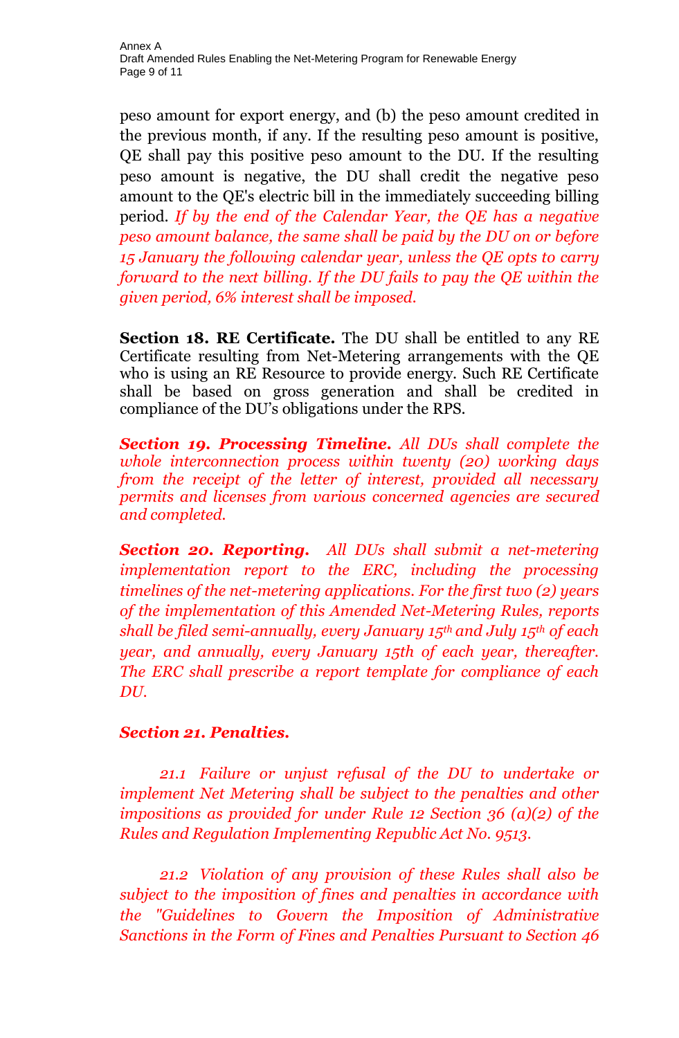peso amount for export energy, and (b) the peso amount credited in the previous month, if any. If the resulting peso amount is positive, QE shall pay this positive peso amount to the DU. If the resulting peso amount is negative, the DU shall credit the negative peso amount to the QE's electric bill in the immediately succeeding billing period. *If by the end of the Calendar Year, the QE has a negative peso amount balance, the same shall be paid by the DU on or before 15 January the following calendar year, unless the QE opts to carry forward to the next billing. If the DU fails to pay the QE within the given period, 6% interest shall be imposed.*

**Section 18. RE Certificate.** The DU shall be entitled to any RE Certificate resulting from Net-Metering arrangements with the QE who is using an RE Resource to provide energy. Such RE Certificate shall be based on gross generation and shall be credited in compliance of the DU's obligations under the RPS.

***Section 19. Processing Timeline.*** *All DUs shall complete the whole interconnection process within twenty (20) working days from the receipt of the letter of interest, provided all necessary permits and licenses from various concerned agencies are secured and completed.*

***Section 20. Reporting.*** *All DUs shall submit a net-metering implementation report to the ERC, including the processing timelines of the net-metering applications. For the first two (2) years of the implementation of this Amended Net-Metering Rules, reports shall be filed semi-annually, every January 15th and July 15th of each year, and annually, every January 15th of each year, thereafter. The ERC shall prescribe a report template for compliance of each DU.*

***Section 21. Penalties.***

*21.1 Failure or unjust refusal of the DU to undertake or implement Net Metering shall be subject to the penalties and other impositions as provided for under Rule 12 Section 36 (a)(2) of the Rules and Regulation Implementing Republic Act No. 9513.*

*21.2 Violation of any provision of these Rules shall also be subject to the imposition of fines and penalties in accordance with the "Guidelines to Govern the Imposition of Administrative Sanctions in the Form of Fines and Penalties Pursuant to Section 46*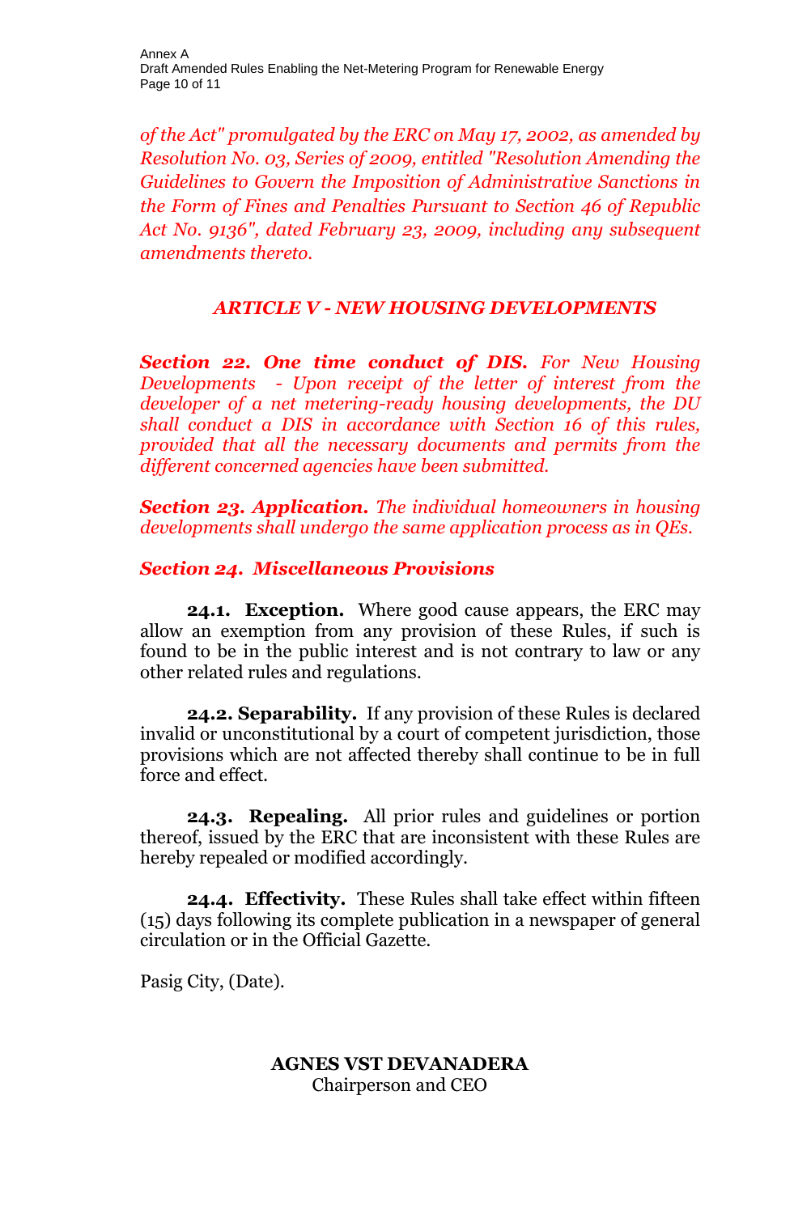*of the Act" promulgated by the ERC on May 17, 2002, as amended by Resolution No. 03, Series of 2009, entitled "Resolution Amending the Guidelines to Govern the Imposition of Administrative Sanctions in the Form of Fines and Penalties Pursuant to Section 46 of Republic Act No. 9136", dated February 23, 2009, including any subsequent amendments thereto.*

## *ARTICLE V - NEW HOUSING DEVELOPMENTS*

***Section 22. One time conduct of DIS.*** *For New Housing Developments - Upon receipt of the letter of interest from the developer of a net metering-ready housing developments, the DU shall conduct a DIS in accordance with Section 16 of this rules, provided that all the necessary documents and permits from the different concerned agencies have been submitted.*

***Section 23. Application.*** *The individual homeowners in housing developments shall undergo the same application process as in QEs.*

***Section 24. Miscellaneous Provisions***

**24.1. Exception.** Where good cause appears, the ERC may allow an exemption from any provision of these Rules, if such is found to be in the public interest and is not contrary to law or any other related rules and regulations.

**24.2. Separability.** If any provision of these Rules is declared invalid or unconstitutional by a court of competent jurisdiction, those provisions which are not affected thereby shall continue to be in full force and effect.

**24.3. Repealing.** All prior rules and guidelines or portion thereof, issued by the ERC that are inconsistent with these Rules are hereby repealed or modified accordingly.

**24.4. Effectivity.** These Rules shall take effect within fifteen (15) days following its complete publication in a newspaper of general circulation or in the Official Gazette.

Pasig City, (Date).

**AGNES VST DEVANADERA**
Chairperson and CEO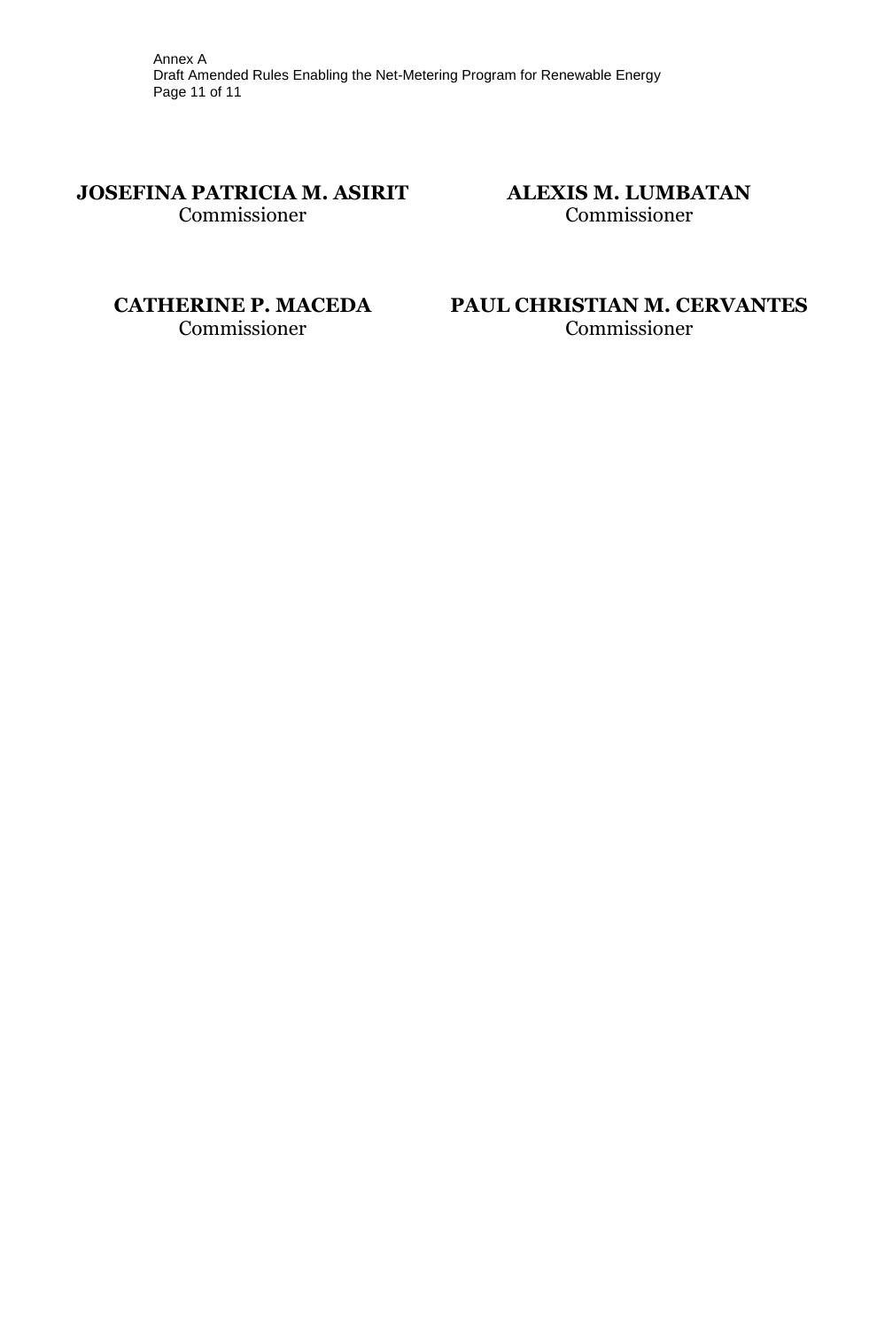**JOSEFINA PATRICIA M. ASIRIT**
Commissioner

**ALEXIS M. LUMBATAN**
Commissioner

**CATHERINE P. MACEDA**
Commissioner

**PAUL CHRISTIAN M. CERVANTES**
Commissioner